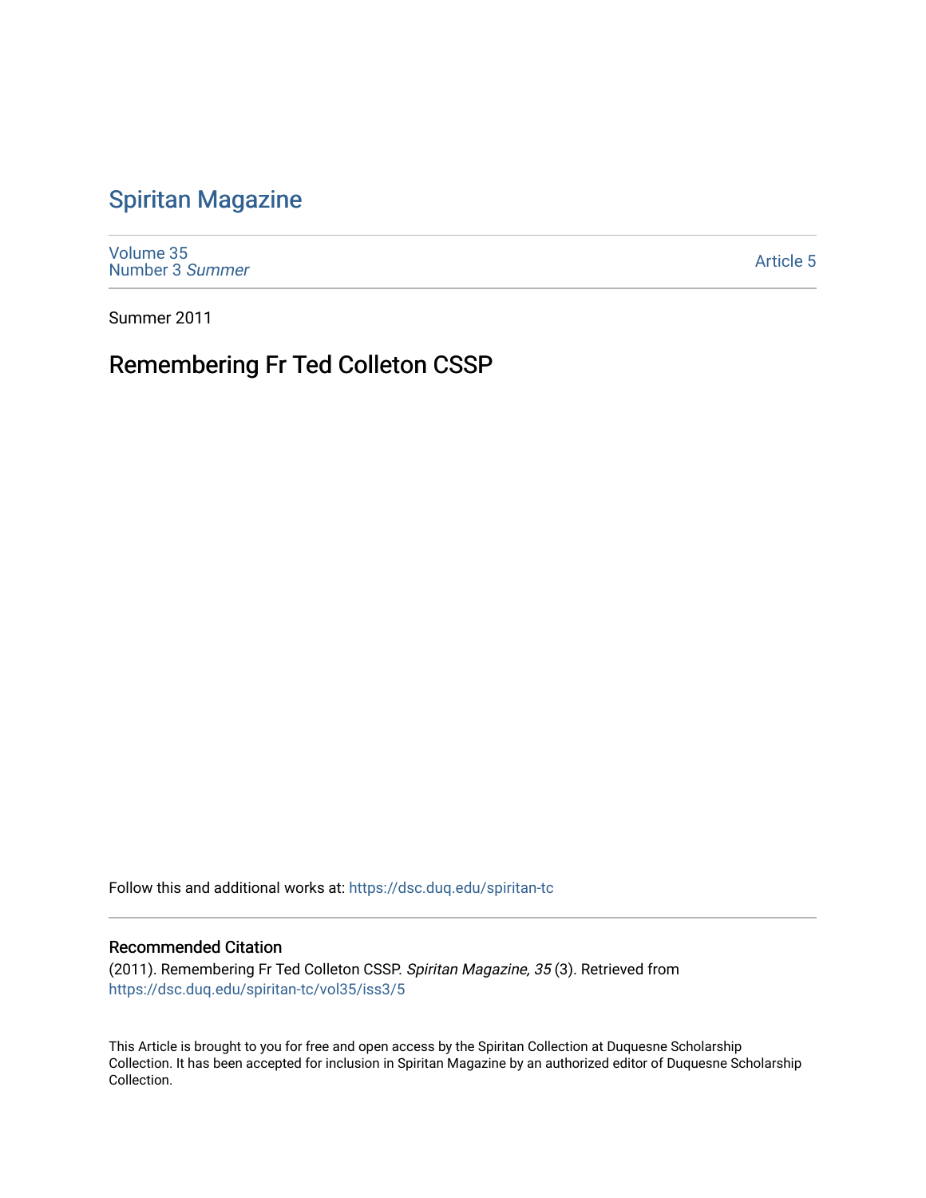# Spiritan Magazine

Volume 35
Number 3 *Summer*

Article 5

Summer 2011

## Remembering Fr Ted Colleton CSSP

Follow this and additional works at: https://dsc.duq.edu/spiritan-tc

### Recommended Citation

(2011). Remembering Fr Ted Colleton CSSP. *Spiritan Magazine, 35* (3). Retrieved from https://dsc.duq.edu/spiritan-tc/vol35/iss3/5

This Article is brought to you for free and open access by the Spiritan Collection at Duquesne Scholarship Collection. It has been accepted for inclusion in Spiritan Magazine by an authorized editor of Duquesne Scholarship Collection.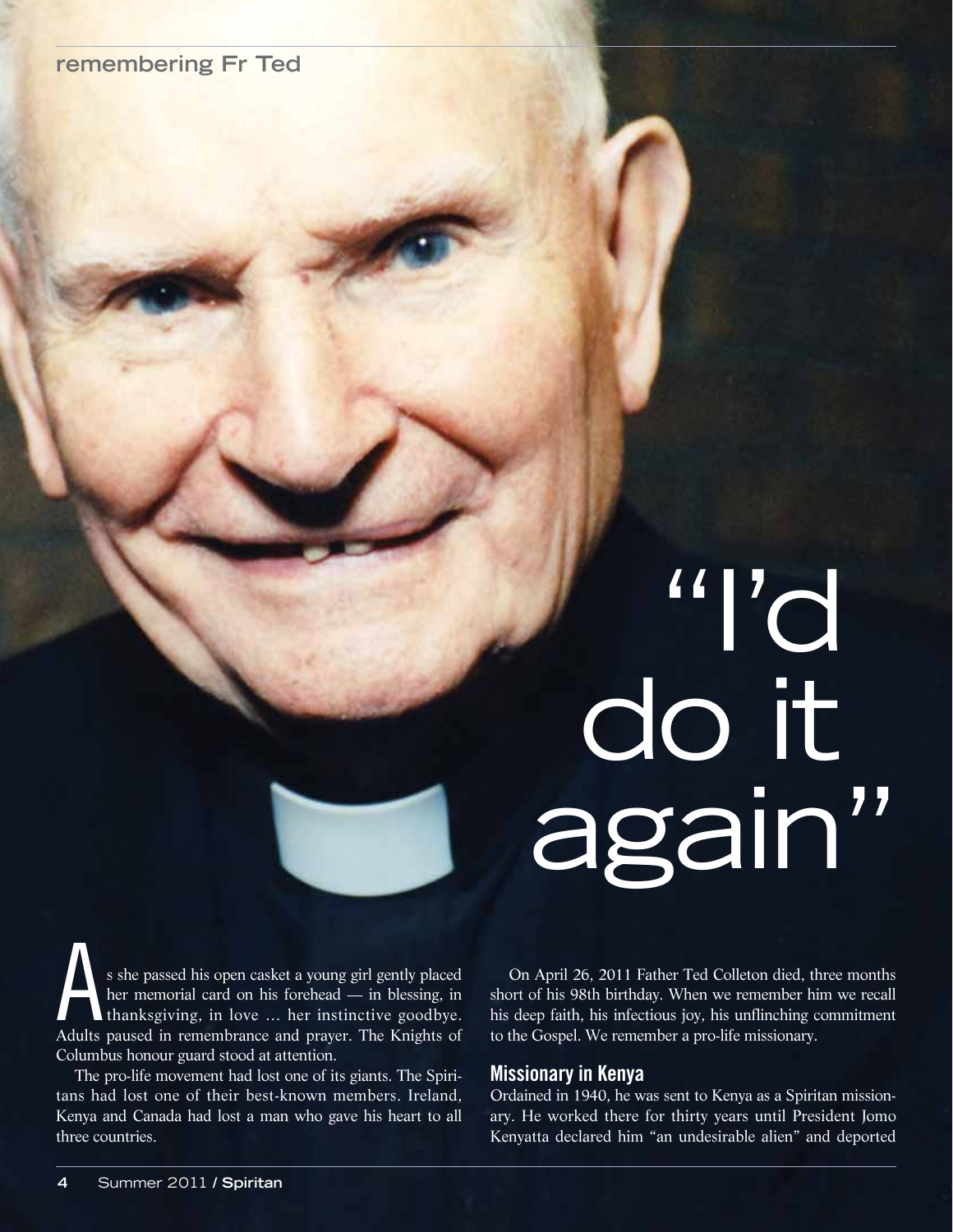# "I'd do it again"

As she passed his open casket a young girl gently placed her memorial card on his forehead — in blessing, in thanksgiving, in love … her instinctive goodbye. Adults paused in remembrance and prayer. The Knights of Columbus honour guard stood at attention.

The pro-life movement had lost one of its giants. The Spiritans had lost one of their best-known members. Ireland, Kenya and Canada had lost a man who gave his heart to all three countries.

On April 26, 2011 Father Ted Colleton died, three months short of his 98th birthday. When we remember him we recall his deep faith, his infectious joy, his unflinching commitment to the Gospel. We remember a pro-life missionary.

## Missionary in Kenya

Ordained in 1940, he was sent to Kenya as a Spiritan missionary. He worked there for thirty years until President Jomo Kenyatta declared him "an undesirable alien" and deported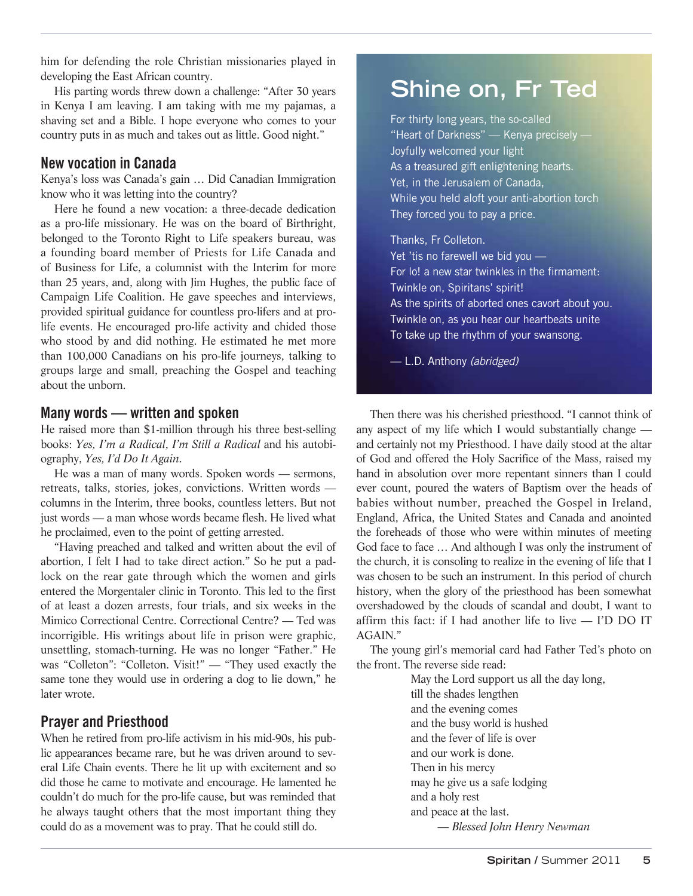him for defending the role Christian missionaries played in developing the East African country.

His parting words threw down a challenge: "After 30 years in Kenya I am leaving. I am taking with me my pajamas, a shaving set and a Bible. I hope everyone who comes to your country puts in as much and takes out as little. Good night."

## New vocation in Canada

Kenya's loss was Canada's gain … Did Canadian Immigration know who it was letting into the country?

Here he found a new vocation: a three-decade dedication as a pro-life missionary. He was on the board of Birthright, belonged to the Toronto Right to Life speakers bureau, was a founding board member of Priests for Life Canada and of Business for Life, a columnist with the Interim for more than 25 years, and, along with Jim Hughes, the public face of Campaign Life Coalition. He gave speeches and interviews, provided spiritual guidance for countless pro-lifers and at pro-life events. He encouraged pro-life activity and chided those who stood by and did nothing. He estimated he met more than 100,000 Canadians on his pro-life journeys, talking to groups large and small, preaching the Gospel and teaching about the unborn.

## Many words — written and spoken

He raised more than $1-million through his three best-selling books: *Yes, I'm a Radical*, *I'm Still a Radical* and his autobiography, *Yes, I'd Do It Again*.

He was a man of many words. Spoken words — sermons, retreats, talks, stories, jokes, convictions. Written words — columns in the Interim, three books, countless letters. But not just words — a man whose words became flesh. He lived what he proclaimed, even to the point of getting arrested.

"Having preached and talked and written about the evil of abortion, I felt I had to take direct action." So he put a padlock on the rear gate through which the women and girls entered the Morgentaler clinic in Toronto. This led to the first of at least a dozen arrests, four trials, and six weeks in the Mimico Correctional Centre. Correctional Centre? — Ted was incorrigible. His writings about life in prison were graphic, unsettling, stomach-turning. He was no longer "Father." He was "Colleton": "Colleton. Visit!" — "They used exactly the same tone they would use in ordering a dog to lie down," he later wrote.

## Prayer and Priesthood

When he retired from pro-life activism in his mid-90s, his public appearances became rare, but he was driven around to several Life Chain events. There he lit up with excitement and so did those he came to motivate and encourage. He lamented he couldn't do much for the pro-life cause, but was reminded that he always taught others that the most important thing they could do as a movement was to pray. That he could still do.

## Shine on, Fr Ted

For thirty long years, the so-called
"Heart of Darkness" — Kenya precisely —
Joyfully welcomed your light
As a treasured gift enlightening hearts.
Yet, in the Jerusalem of Canada,
While you held aloft your anti-abortion torch
They forced you to pay a price.

Thanks, Fr Colleton.
Yet 'tis no farewell we bid you —
For lo! a new star twinkles in the firmament:
Twinkle on, Spiritans' spirit!
As the spirits of aborted ones cavort about you.
Twinkle on, as you hear our heartbeats unite
To take up the rhythm of your swansong.

— L.D. Anthony *(abridged)*

Then there was his cherished priesthood. "I cannot think of any aspect of my life which I would substantially change — and certainly not my Priesthood. I have daily stood at the altar of God and offered the Holy Sacrifice of the Mass, raised my hand in absolution over more repentant sinners than I could ever count, poured the waters of Baptism over the heads of babies without number, preached the Gospel in Ireland, England, Africa, the United States and Canada and anointed the foreheads of those who were within minutes of meeting God face to face … And although I was only the instrument of the church, it is consoling to realize in the evening of life that I was chosen to be such an instrument. In this period of church history, when the glory of the priesthood has been somewhat overshadowed by the clouds of scandal and doubt, I want to affirm this fact: if I had another life to live — I'D DO IT AGAIN."

The young girl's memorial card had Father Ted's photo on the front. The reverse side read:

> May the Lord support us all the day long,
> till the shades lengthen
> and the evening comes
> and the busy world is hushed
> and the fever of life is over
> and our work is done.
> Then in his mercy
> may he give us a safe lodging
> and a holy rest
> and peace at the last.
>
> — *Blessed John Henry Newman*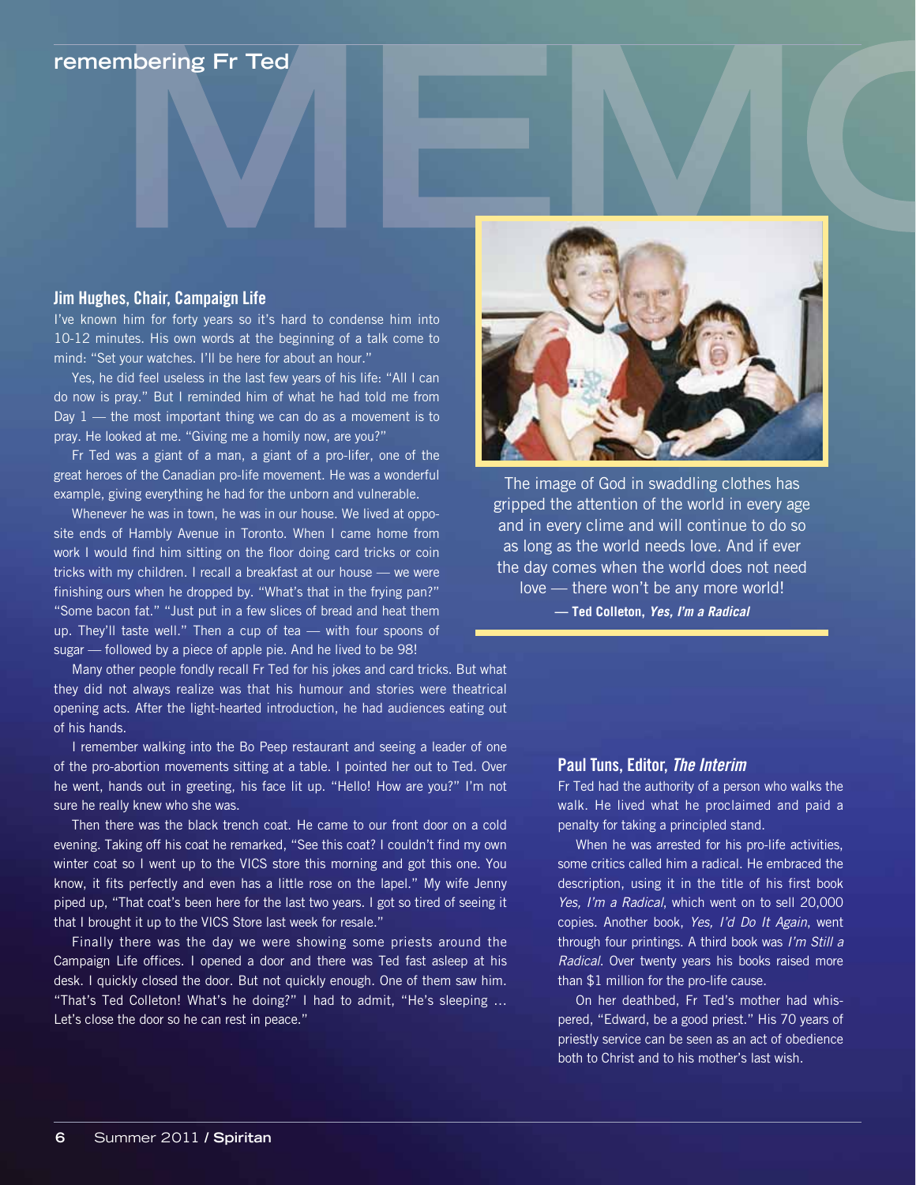# remembering Fr Ted

## Jim Hughes, Chair, Campaign Life

I've known him for forty years so it's hard to condense him into 10-12 minutes. His own words at the beginning of a talk come to mind: "Set your watches. I'll be here for about an hour."

Yes, he did feel useless in the last few years of his life: "All I can do now is pray." But I reminded him of what he had told me from Day 1 — the most important thing we can do as a movement is to pray. He looked at me. "Giving me a homily now, are you?"

Fr Ted was a giant of a man, a giant of a pro-lifer, one of the great heroes of the Canadian pro-life movement. He was a wonderful example, giving everything he had for the unborn and vulnerable.

Whenever he was in town, he was in our house. We lived at opposite ends of Hambly Avenue in Toronto. When I came home from work I would find him sitting on the floor doing card tricks or coin tricks with my children. I recall a breakfast at our house — we were finishing ours when he dropped by. "What's that in the frying pan?" "Some bacon fat." "Just put in a few slices of bread and heat them up. They'll taste well." Then a cup of tea — with four spoons of sugar — followed by a piece of apple pie. And he lived to be 98!

Many other people fondly recall Fr Ted for his jokes and card tricks. But what they did not always realize was that his humour and stories were theatrical opening acts. After the light-hearted introduction, he had audiences eating out of his hands.

I remember walking into the Bo Peep restaurant and seeing a leader of one of the pro-abortion movements sitting at a table. I pointed her out to Ted. Over he went, hands out in greeting, his face lit up. "Hello! How are you?" I'm not sure he really knew who she was.

Then there was the black trench coat. He came to our front door on a cold evening. Taking off his coat he remarked, "See this coat? I couldn't find my own winter coat so I went up to the VICS store this morning and got this one. You know, it fits perfectly and even has a little rose on the lapel." My wife Jenny piped up, "That coat's been here for the last two years. I got so tired of seeing it that I brought it up to the VICS Store last week for resale."

Finally there was the day we were showing some priests around the Campaign Life offices. I opened a door and there was Ted fast asleep at his desk. I quickly closed the door. But not quickly enough. One of them saw him. "That's Ted Colleton! What's he doing?" I had to admit, "He's sleeping … Let's close the door so he can rest in peace."

> The image of God in swaddling clothes has gripped the attention of the world in every age and in every clime and will continue to do so as long as the world needs love. And if ever the day comes when the world does not need love — there won't be any more world!
>
> **— Ted Colleton, *Yes, I'm a Radical***

## Paul Tuns, Editor, *The Interim*

Fr Ted had the authority of a person who walks the walk. He lived what he proclaimed and paid a penalty for taking a principled stand.

When he was arrested for his pro-life activities, some critics called him a radical. He embraced the description, using it in the title of his first book *Yes, I'm a Radical*, which went on to sell 20,000 copies. Another book, *Yes, I'd Do It Again*, went through four printings. A third book was *I'm Still a Radical*. Over twenty years his books raised more than $1 million for the pro-life cause.

On her deathbed, Fr Ted's mother had whispered, "Edward, be a good priest." His 70 years of priestly service can be seen as an act of obedience both to Christ and to his mother's last wish.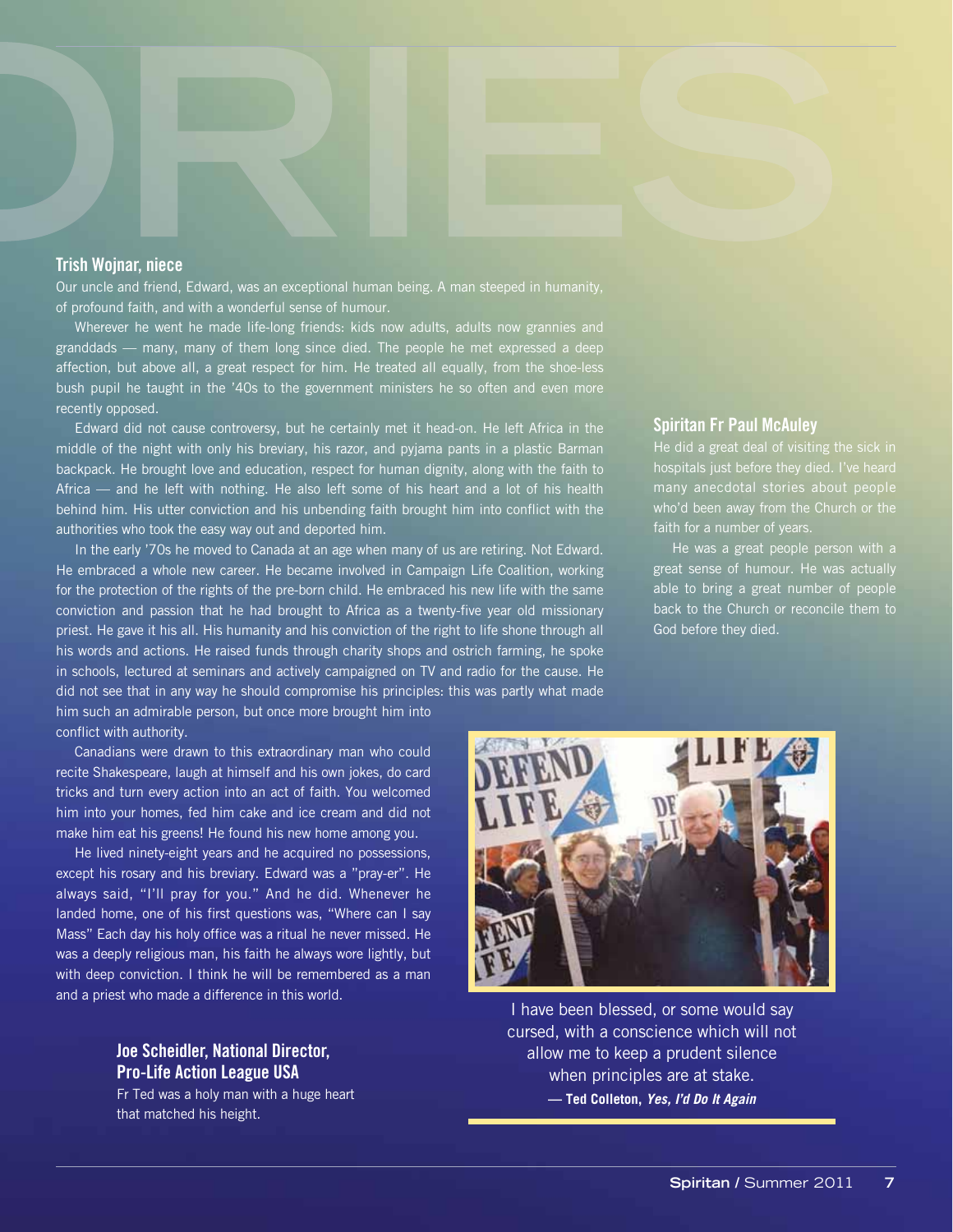### Trish Wojnar, niece

Our uncle and friend, Edward, was an exceptional human being. A man steeped in humanity, of profound faith, and with a wonderful sense of humour.

Wherever he went he made life-long friends: kids now adults, adults now grannies and granddads — many, many of them long since died. The people he met expressed a deep affection, but above all, a great respect for him. He treated all equally, from the shoe-less bush pupil he taught in the '40s to the government ministers he so often and even more recently opposed.

Edward did not cause controversy, but he certainly met it head-on. He left Africa in the middle of the night with only his breviary, his razor, and pyjama pants in a plastic Barman backpack. He brought love and education, respect for human dignity, along with the faith to Africa — and he left with nothing. He also left some of his heart and a lot of his health behind him. His utter conviction and his unbending faith brought him into conflict with the authorities who took the easy way out and deported him.

In the early '70s he moved to Canada at an age when many of us are retiring. Not Edward. He embraced a whole new career. He became involved in Campaign Life Coalition, working for the protection of the rights of the pre-born child. He embraced his new life with the same conviction and passion that he had brought to Africa as a twenty-five year old missionary priest. He gave it his all. His humanity and his conviction of the right to life shone through all his words and actions. He raised funds through charity shops and ostrich farming, he spoke in schools, lectured at seminars and actively campaigned on TV and radio for the cause. He did not see that in any way he should compromise his principles: this was partly what made him such an admirable person, but once more brought him into conflict with authority.

Canadians were drawn to this extraordinary man who could recite Shakespeare, laugh at himself and his own jokes, do card tricks and turn every action into an act of faith. You welcomed him into your homes, fed him cake and ice cream and did not make him eat his greens! He found his new home among you.

He lived ninety-eight years and he acquired no possessions, except his rosary and his breviary. Edward was a "pray-er". He always said, "I'll pray for you." And he did. Whenever he landed home, one of his first questions was, "Where can I say Mass" Each day his holy office was a ritual he never missed. He was a deeply religious man, his faith he always wore lightly, but with deep conviction. I think he will be remembered as a man and a priest who made a difference in this world.

### Spiritan Fr Paul McAuley

He did a great deal of visiting the sick in hospitals just before they died. I've heard many anecdotal stories about people who'd been away from the Church or the faith for a number of years.

He was a great people person with a great sense of humour. He was actually able to bring a great number of people back to the Church or reconcile them to God before they died.

### Joe Scheidler, National Director, Pro-Life Action League USA

Fr Ted was a holy man with a huge heart that matched his height.

I have been blessed, or some would say cursed, with a conscience which will not allow me to keep a prudent silence when principles are at stake.
— **Ted Colleton, *Yes, I'd Do It Again***